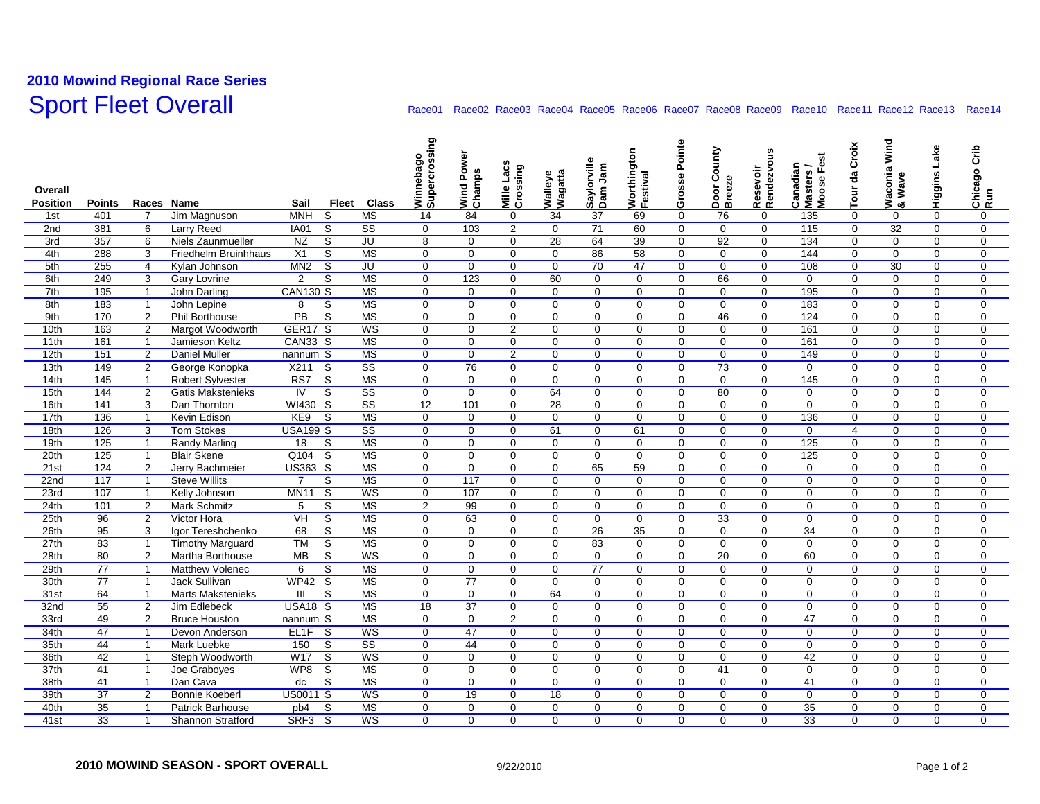## 2010 Mowind Regional Race Series

# Sport Fleet Overall

| Overall Position | Points | Races | Name | Sail | Fleet | Class | Race01 Winnebago Supercrossing | Race02 Wind Power Champs | Race03 Mille Lacs Crossing | Race04 Walleye Wagatta | Race05 Saylorville Dam Jam | Race06 Worthington Festival | Race07 Grosse Pointe | Race08 Door County Breeze | Race09 Resevoir Rendezvous | Race10 Canadian Masters / Moose Fest | Race11 Tour da Croix | Race12 Waconia Wind & Wave | Race13 Higgins Lake | Race14 Chicago Crib Run |
|---|---|---|---|---|---|---|---|---|---|---|---|---|---|---|---|---|---|---|---|---|
| 1st | 401 | 7 | Jim Magnuson | MNH | S | MS | 14 | 84 | 0 | 34 | 37 | 69 | 0 | 76 | 0 | 135 | 0 | 0 | 0 | 0 |
| 2nd | 381 | 6 | Larry Reed | IA01 | S | SS | 0 | 103 | 2 | 0 | 71 | 60 | 0 | 0 | 0 | 115 | 0 | 32 | 0 | 0 |
| 3rd | 357 | 6 | Niels Zaunmueller | NZ | S | JU | 8 | 0 | 0 | 28 | 64 | 39 | 0 | 92 | 0 | 134 | 0 | 0 | 0 | 0 |
| 4th | 288 | 3 | Friedhelm Bruinhhaus | X1 | S | MS | 0 | 0 | 0 | 0 | 86 | 58 | 0 | 0 | 0 | 144 | 0 | 0 | 0 | 0 |
| 5th | 255 | 4 | Kylan Johnson | MN2 | S | JU | 0 | 0 | 0 | 0 | 70 | 47 | 0 | 0 | 0 | 108 | 0 | 30 | 0 | 0 |
| 6th | 249 | 3 | Gary Lovrine | 2 | S | MS | 0 | 123 | 0 | 60 | 0 | 0 | 0 | 66 | 0 | 0 | 0 | 0 | 0 | 0 |
| 7th | 195 | 1 | John Darling | CAN130 | S | MS | 0 | 0 | 0 | 0 | 0 | 0 | 0 | 0 | 0 | 195 | 0 | 0 | 0 | 0 |
| 8th | 183 | 1 | John Lepine | 8 | S | MS | 0 | 0 | 0 | 0 | 0 | 0 | 0 | 0 | 0 | 183 | 0 | 0 | 0 | 0 |
| 9th | 170 | 2 | Phil Borthouse | PB | S | MS | 0 | 0 | 0 | 0 | 0 | 0 | 0 | 46 | 0 | 124 | 0 | 0 | 0 | 0 |
| 10th | 163 | 2 | Margot Woodworth | GER17 | S | WS | 0 | 0 | 2 | 0 | 0 | 0 | 0 | 0 | 0 | 161 | 0 | 0 | 0 | 0 |
| 11th | 161 | 1 | Jamieson Keltz | CAN33 | S | MS | 0 | 0 | 0 | 0 | 0 | 0 | 0 | 0 | 0 | 161 | 0 | 0 | 0 | 0 |
| 12th | 151 | 2 | Daniel Muller | nannum | S | MS | 0 | 0 | 2 | 0 | 0 | 0 | 0 | 0 | 0 | 149 | 0 | 0 | 0 | 0 |
| 13th | 149 | 2 | George Konopka | X211 | S | SS | 0 | 76 | 0 | 0 | 0 | 0 | 0 | 73 | 0 | 0 | 0 | 0 | 0 | 0 |
| 14th | 145 | 1 | Robert Sylvester | RS7 | S | MS | 0 | 0 | 0 | 0 | 0 | 0 | 0 | 0 | 0 | 145 | 0 | 0 | 0 | 0 |
| 15th | 144 | 2 | Gatis Makstenieks | IV | S | SS | 0 | 0 | 0 | 64 | 0 | 0 | 0 | 80 | 0 | 0 | 0 | 0 | 0 | 0 |
| 16th | 141 | 3 | Dan Thornton | WI430 | S | SS | 12 | 101 | 0 | 28 | 0 | 0 | 0 | 0 | 0 | 0 | 0 | 0 | 0 | 0 |
| 17th | 136 | 1 | Kevin Edison | KE9 | S | MS | 0 | 0 | 0 | 0 | 0 | 0 | 0 | 0 | 0 | 136 | 0 | 0 | 0 | 0 |
| 18th | 126 | 3 | Tom Stokes | USA199 | S | SS | 0 | 0 | 0 | 61 | 0 | 61 | 0 | 0 | 0 | 0 | 4 | 0 | 0 | 0 |
| 19th | 125 | 1 | Randy Marling | 18 | S | MS | 0 | 0 | 0 | 0 | 0 | 0 | 0 | 0 | 0 | 125 | 0 | 0 | 0 | 0 |
| 20th | 125 | 1 | Blair Skene | Q104 | S | MS | 0 | 0 | 0 | 0 | 0 | 0 | 0 | 0 | 0 | 125 | 0 | 0 | 0 | 0 |
| 21st | 124 | 2 | Jerry Bachmeier | US363 | S | MS | 0 | 0 | 0 | 0 | 65 | 59 | 0 | 0 | 0 | 0 | 0 | 0 | 0 | 0 |
| 22nd | 117 | 1 | Steve Willits | 7 | S | MS | 0 | 117 | 0 | 0 | 0 | 0 | 0 | 0 | 0 | 0 | 0 | 0 | 0 | 0 |
| 23rd | 107 | 1 | Kelly Johnson | MN11 | S | WS | 0 | 107 | 0 | 0 | 0 | 0 | 0 | 0 | 0 | 0 | 0 | 0 | 0 | 0 |
| 24th | 101 | 2 | Mark Schmitz | 5 | S | MS | 2 | 99 | 0 | 0 | 0 | 0 | 0 | 0 | 0 | 0 | 0 | 0 | 0 | 0 |
| 25th | 96 | 2 | Victor Hora | VH | S | MS | 0 | 63 | 0 | 0 | 0 | 0 | 0 | 33 | 0 | 0 | 0 | 0 | 0 | 0 |
| 26th | 95 | 3 | Igor Tereshchenko | 68 | S | MS | 0 | 0 | 0 | 0 | 26 | 35 | 0 | 0 | 0 | 34 | 0 | 0 | 0 | 0 |
| 27th | 83 | 1 | Timothy Marguard | TM | S | MS | 0 | 0 | 0 | 0 | 83 | 0 | 0 | 0 | 0 | 0 | 0 | 0 | 0 | 0 |
| 28th | 80 | 2 | Martha Borthouse | MB | S | WS | 0 | 0 | 0 | 0 | 0 | 0 | 0 | 20 | 0 | 60 | 0 | 0 | 0 | 0 |
| 29th | 77 | 1 | Matthew Volenec | 6 | S | MS | 0 | 0 | 0 | 0 | 77 | 0 | 0 | 0 | 0 | 0 | 0 | 0 | 0 | 0 |
| 30th | 77 | 1 | Jack Sullivan | WP42 | S | MS | 0 | 77 | 0 | 0 | 0 | 0 | 0 | 0 | 0 | 0 | 0 | 0 | 0 | 0 |
| 31st | 64 | 1 | Marts Makstenieks | III | S | MS | 0 | 0 | 0 | 64 | 0 | 0 | 0 | 0 | 0 | 0 | 0 | 0 | 0 | 0 |
| 32nd | 55 | 2 | Jim Edlebeck | USA18 | S | MS | 18 | 37 | 0 | 0 | 0 | 0 | 0 | 0 | 0 | 0 | 0 | 0 | 0 | 0 |
| 33rd | 49 | 2 | Bruce Houston | nannum | S | MS | 0 | 0 | 2 | 0 | 0 | 0 | 0 | 0 | 0 | 47 | 0 | 0 | 0 | 0 |
| 34th | 47 | 1 | Devon Anderson | EL1F | S | WS | 0 | 47 | 0 | 0 | 0 | 0 | 0 | 0 | 0 | 0 | 0 | 0 | 0 | 0 |
| 35th | 44 | 1 | Mark Luebke | 150 | S | SS | 0 | 44 | 0 | 0 | 0 | 0 | 0 | 0 | 0 | 0 | 0 | 0 | 0 | 0 |
| 36th | 42 | 1 | Steph Woodworth | W17 | S | WS | 0 | 0 | 0 | 0 | 0 | 0 | 0 | 0 | 0 | 42 | 0 | 0 | 0 | 0 |
| 37th | 41 | 1 | Joe Graboyes | WP8 | S | MS | 0 | 0 | 0 | 0 | 0 | 0 | 0 | 41 | 0 | 0 | 0 | 0 | 0 | 0 |
| 38th | 41 | 1 | Dan Cava | dc | S | MS | 0 | 0 | 0 | 0 | 0 | 0 | 0 | 0 | 0 | 41 | 0 | 0 | 0 | 0 |
| 39th | 37 | 2 | Bonnie Koeberl | US0011 | S | WS | 0 | 19 | 0 | 18 | 0 | 0 | 0 | 0 | 0 | 0 | 0 | 0 | 0 | 0 |
| 40th | 35 | 1 | Patrick Barhouse | pb4 | S | MS | 0 | 0 | 0 | 0 | 0 | 0 | 0 | 0 | 0 | 35 | 0 | 0 | 0 | 0 |
| 41st | 33 | 1 | Shannon Stratford | SRF3 | S | WS | 0 | 0 | 0 | 0 | 0 | 0 | 0 | 0 | 0 | 33 | 0 | 0 | 0 | 0 |

**2010 MOWIND SEASON - SPORT OVERALL** 9/22/2010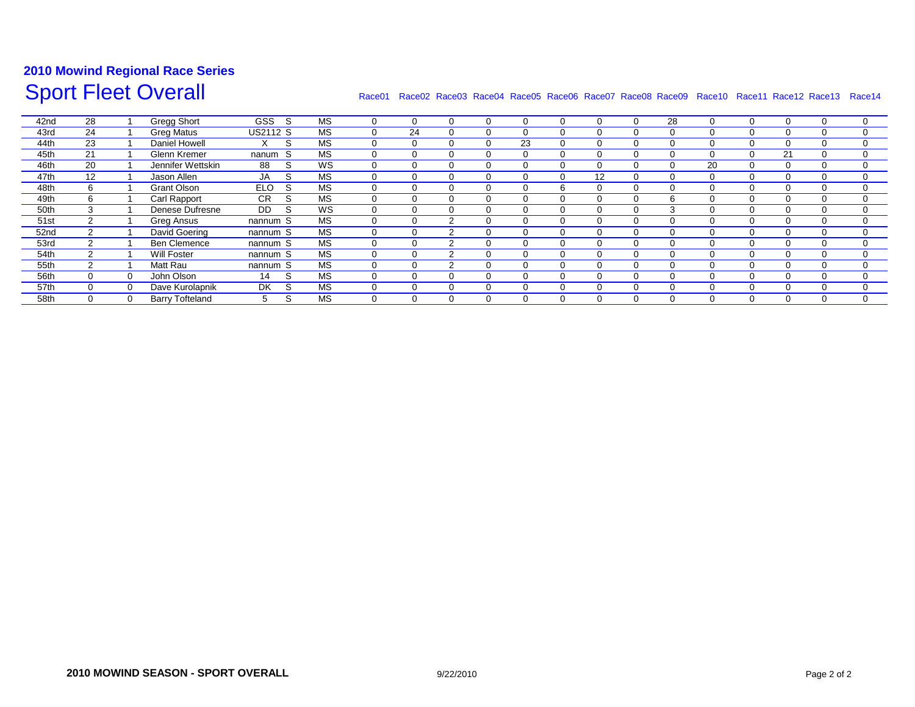**2010 Mowind Regional Race Series**

# Sport Fleet Overall

| | | | | | | | Race01 | Race02 | Race03 | Race04 | Race05 | Race06 | Race07 | Race08 | Race09 | Race10 | Race11 | Race12 | Race13 | Race14 |
|---|---|---|---|---|---|---|---|---|---|---|---|---|---|---|---|---|---|---|---|---|
| 42nd | 28 | 1 | Gregg Short | GSS | S | MS | 0 | 0 | 0 | 0 | 0 | 0 | 0 | 0 | 28 | 0 | 0 | 0 | 0 | 0 |
| 43rd | 24 | 1 | Greg Matus | US2112 | S | MS | 0 | 24 | 0 | 0 | 0 | 0 | 0 | 0 | 0 | 0 | 0 | 0 | 0 | 0 |
| 44th | 23 | 1 | Daniel Howell | X | S | MS | 0 | 0 | 0 | 0 | 23 | 0 | 0 | 0 | 0 | 0 | 0 | 0 | 0 | 0 |
| 45th | 21 | 1 | Glenn Kremer | nanum | S | MS | 0 | 0 | 0 | 0 | 0 | 0 | 0 | 0 | 0 | 0 | 0 | 21 | 0 | 0 |
| 46th | 20 | 1 | Jennifer Wettskin | 88 | S | WS | 0 | 0 | 0 | 0 | 0 | 0 | 0 | 0 | 0 | 20 | 0 | 0 | 0 | 0 |
| 47th | 12 | 1 | Jason Allen | JA | S | MS | 0 | 0 | 0 | 0 | 0 | 0 | 12 | 0 | 0 | 0 | 0 | 0 | 0 | 0 |
| 48th | 6 | 1 | Grant Olson | ELO | S | MS | 0 | 0 | 0 | 0 | 0 | 6 | 0 | 0 | 0 | 0 | 0 | 0 | 0 | 0 |
| 49th | 6 | 1 | Carl Rapport | CR | S | MS | 0 | 0 | 0 | 0 | 0 | 0 | 0 | 0 | 6 | 0 | 0 | 0 | 0 | 0 |
| 50th | 3 | 1 | Denese Dufresne | DD | S | WS | 0 | 0 | 0 | 0 | 0 | 0 | 0 | 0 | 3 | 0 | 0 | 0 | 0 | 0 |
| 51st | 2 | 1 | Greg Ansus | nannum | S | MS | 0 | 0 | 2 | 0 | 0 | 0 | 0 | 0 | 0 | 0 | 0 | 0 | 0 | 0 |
| 52nd | 2 | 1 | David Goering | nannum | S | MS | 0 | 0 | 2 | 0 | 0 | 0 | 0 | 0 | 0 | 0 | 0 | 0 | 0 | 0 |
| 53rd | 2 | 1 | Ben Clemence | nannum | S | MS | 0 | 0 | 2 | 0 | 0 | 0 | 0 | 0 | 0 | 0 | 0 | 0 | 0 | 0 |
| 54th | 2 | 1 | Will Foster | nannum | S | MS | 0 | 0 | 2 | 0 | 0 | 0 | 0 | 0 | 0 | 0 | 0 | 0 | 0 | 0 |
| 55th | 2 | 1 | Matt Rau | nannum | S | MS | 0 | 0 | 2 | 0 | 0 | 0 | 0 | 0 | 0 | 0 | 0 | 0 | 0 | 0 |
| 56th | 0 | 0 | John Olson | 14 | S | MS | 0 | 0 | 0 | 0 | 0 | 0 | 0 | 0 | 0 | 0 | 0 | 0 | 0 | 0 |
| 57th | 0 | 0 | Dave Kurolapnik | DK | S | MS | 0 | 0 | 0 | 0 | 0 | 0 | 0 | 0 | 0 | 0 | 0 | 0 | 0 | 0 |
| 58th | 0 | 0 | Barry Tofteland | 5 | S | MS | 0 | 0 | 0 | 0 | 0 | 0 | 0 | 0 | 0 | 0 | 0 | 0 | 0 | 0 |